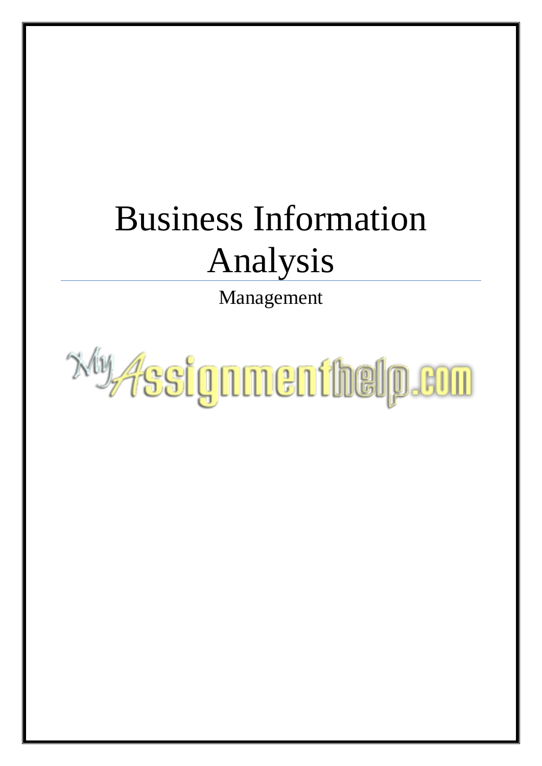# Business Information Analysis

Management

MyAssignmenthelp.com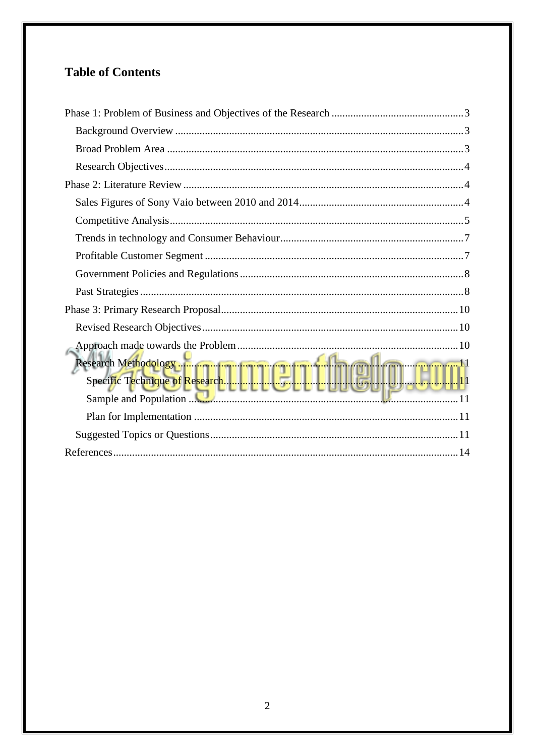# Table of Contents

Phase 1: Problem of Business and Objectives of the Research ... 3
- Background Overview ... 3
- Broad Problem Area ... 3
- Research Objectives ... 4

Phase 2: Literature Review ... 4
- Sales Figures of Sony Vaio between 2010 and 2014 ... 4
- Competitive Analysis ... 5
- Trends in technology and Consumer Behaviour ... 7
- Profitable Customer Segment ... 7
- Government Policies and Regulations ... 8
- Past Strategies ... 8

Phase 3: Primary Research Proposal ... 10
- Revised Research Objectives ... 10
- Approach made towards the Problem ... 10
- Research Methodology ... 11
  - Specific Technique of Research ... 11
  - Sample and Population ... 11
  - Plan for Implementation ... 11
- Suggested Topics or Questions ... 11

References ... 14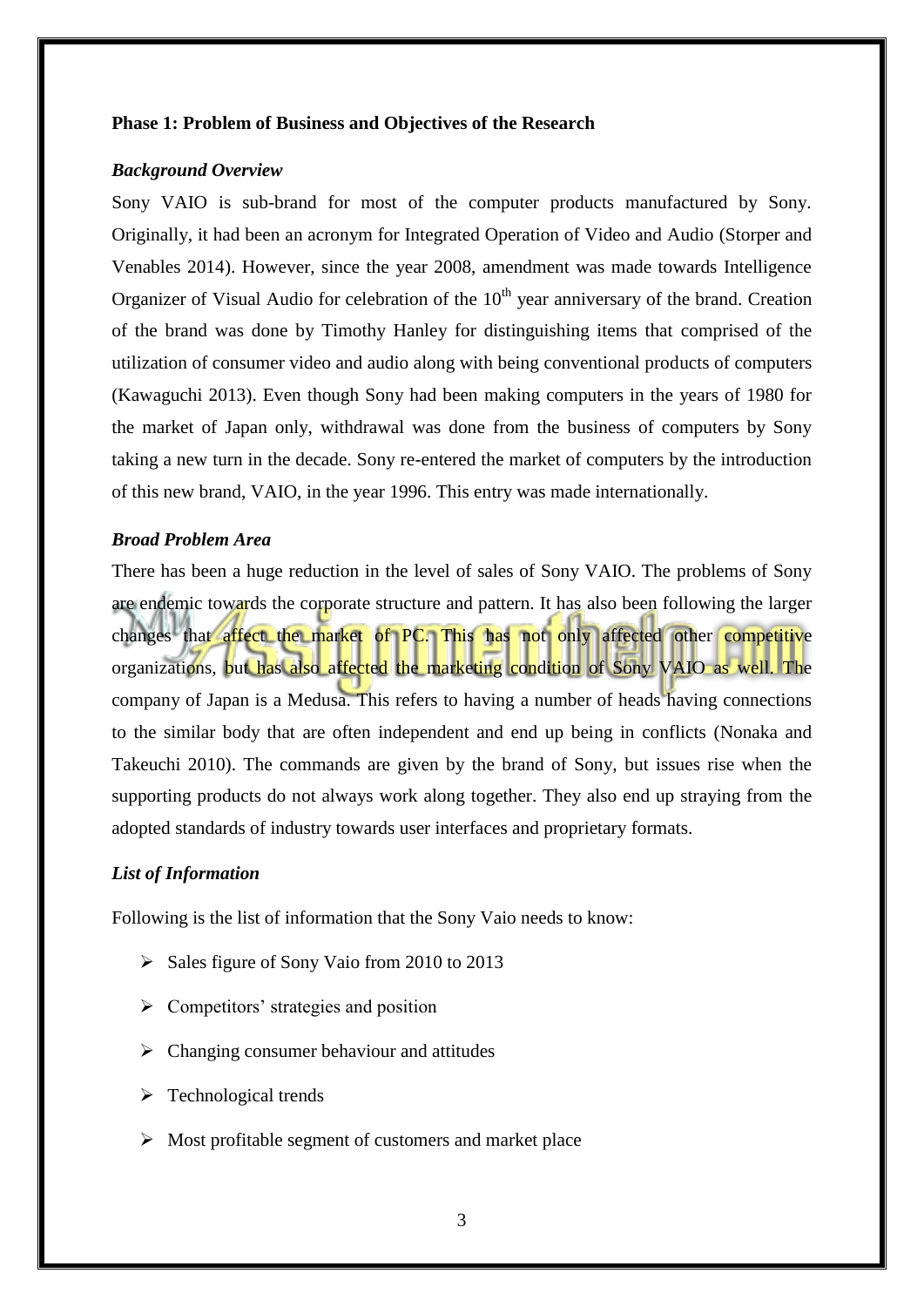## Phase 1: Problem of Business and Objectives of the Research

### *Background Overview*

Sony VAIO is sub-brand for most of the computer products manufactured by Sony. Originally, it had been an acronym for Integrated Operation of Video and Audio (Storper and Venables 2014). However, since the year 2008, amendment was made towards Intelligence Organizer of Visual Audio for celebration of the 10th year anniversary of the brand. Creation of the brand was done by Timothy Hanley for distinguishing items that comprised of the utilization of consumer video and audio along with being conventional products of computers (Kawaguchi 2013). Even though Sony had been making computers in the years of 1980 for the market of Japan only, withdrawal was done from the business of computers by Sony taking a new turn in the decade. Sony re-entered the market of computers by the introduction of this new brand, VAIO, in the year 1996. This entry was made internationally.

### *Broad Problem Area*

There has been a huge reduction in the level of sales of Sony VAIO. The problems of Sony are endemic towards the corporate structure and pattern. It has also been following the larger changes that affect the market of PC. This has not only affected other competitive organizations, but has also affected the marketing condition of Sony VAIO as well. The company of Japan is a Medusa. This refers to having a number of heads having connections to the similar body that are often independent and end up being in conflicts (Nonaka and Takeuchi 2010). The commands are given by the brand of Sony, but issues rise when the supporting products do not always work along together. They also end up straying from the adopted standards of industry towards user interfaces and proprietary formats.

### *List of Information*

Following is the list of information that the Sony Vaio needs to know:

- Sales figure of Sony Vaio from 2010 to 2013
- Competitors' strategies and position
- Changing consumer behaviour and attitudes
- Technological trends
- Most profitable segment of customers and market place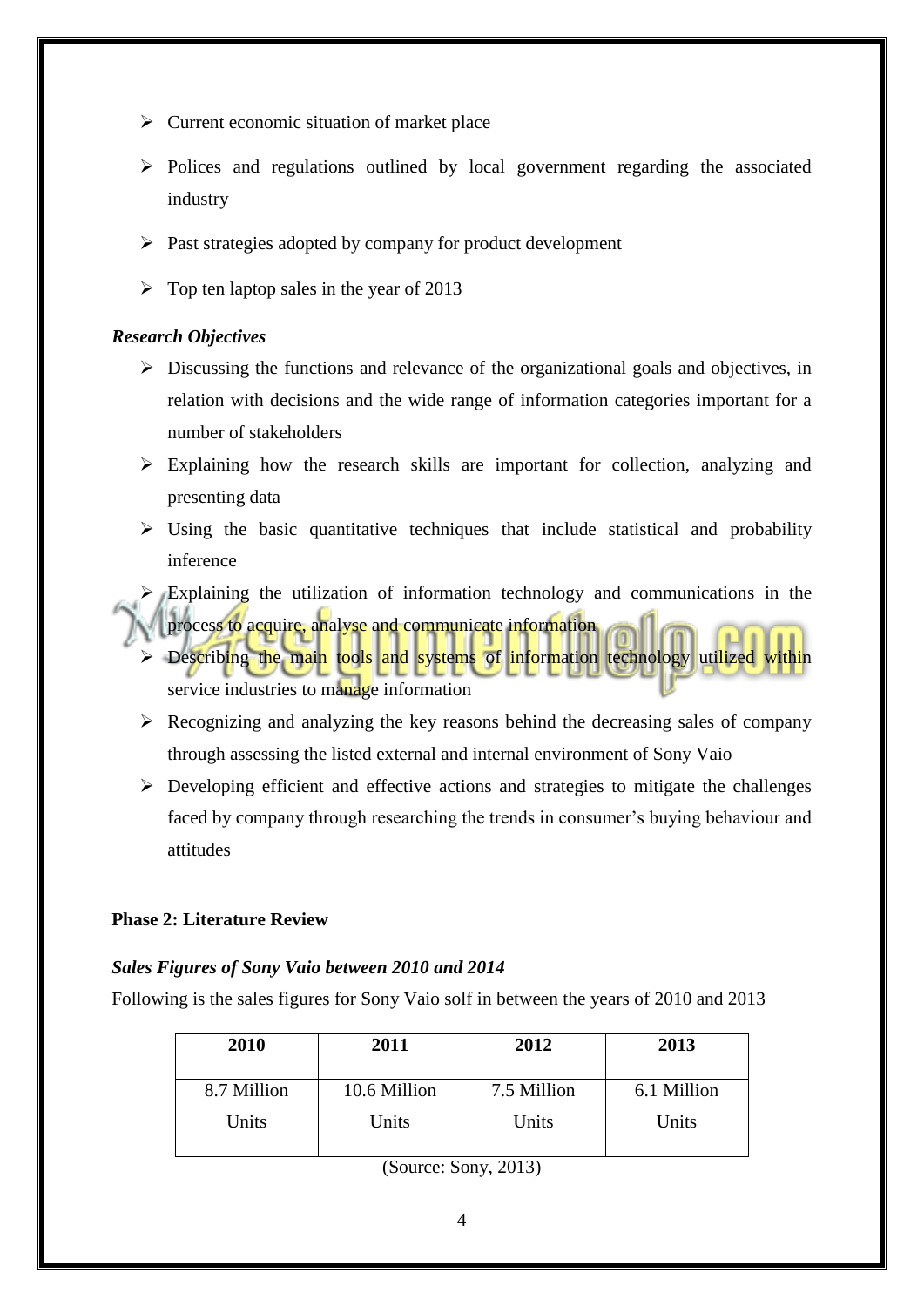- Current economic situation of market place
- Polices and regulations outlined by local government regarding the associated industry
- Past strategies adopted by company for product development
- Top ten laptop sales in the year of 2013

***Research Objectives***

- Discussing the functions and relevance of the organizational goals and objectives, in relation with decisions and the wide range of information categories important for a number of stakeholders
- Explaining how the research skills are important for collection, analyzing and presenting data
- Using the basic quantitative techniques that include statistical and probability inference
- Explaining the utilization of information technology and communications in the process to acquire, analyse and communicate information
- Describing the main tools and systems of information technology utilized within service industries to manage information
- Recognizing and analyzing the key reasons behind the decreasing sales of company through assessing the listed external and internal environment of Sony Vaio
- Developing efficient and effective actions and strategies to mitigate the challenges faced by company through researching the trends in consumer's buying behaviour and attitudes

**Phase 2: Literature Review**

***Sales Figures of Sony Vaio between 2010 and 2014***

Following is the sales figures for Sony Vaio solf in between the years of 2010 and 2013

| 2010 | 2011 | 2012 | 2013 |
|---|---|---|---|
| 8.7 Million Units | 10.6 Million Units | 7.5 Million Units | 6.1 Million Units |

(Source: Sony, 2013)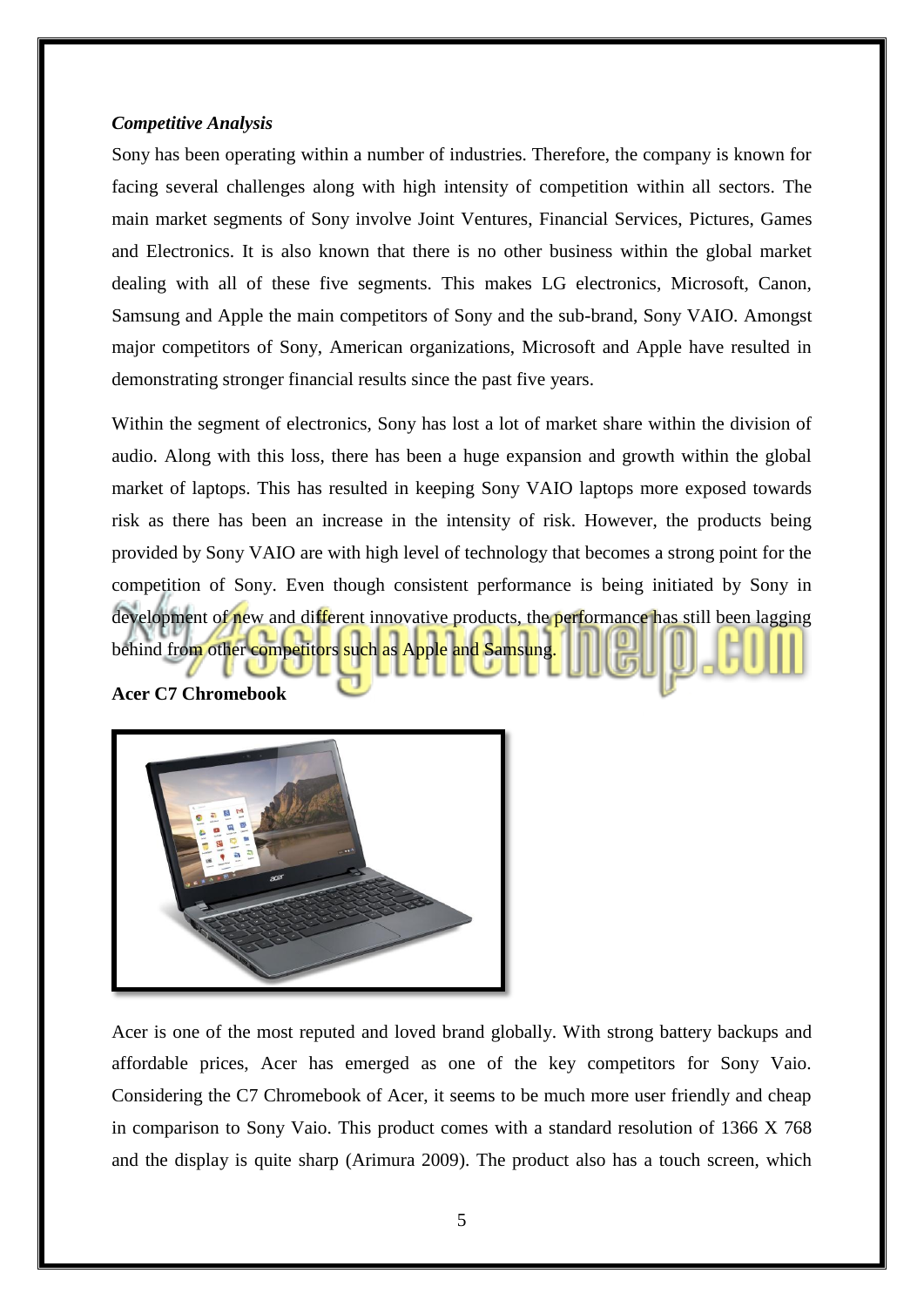***Competitive Analysis***

Sony has been operating within a number of industries. Therefore, the company is known for facing several challenges along with high intensity of competition within all sectors. The main market segments of Sony involve Joint Ventures, Financial Services, Pictures, Games and Electronics. It is also known that there is no other business within the global market dealing with all of these five segments. This makes LG electronics, Microsoft, Canon, Samsung and Apple the main competitors of Sony and the sub-brand, Sony VAIO. Amongst major competitors of Sony, American organizations, Microsoft and Apple have resulted in demonstrating stronger financial results since the past five years.

Within the segment of electronics, Sony has lost a lot of market share within the division of audio. Along with this loss, there has been a huge expansion and growth within the global market of laptops. This has resulted in keeping Sony VAIO laptops more exposed towards risk as there has been an increase in the intensity of risk. However, the products being provided by Sony VAIO are with high level of technology that becomes a strong point for the competition of Sony. Even though consistent performance is being initiated by Sony in development of new and different innovative products, the performance has still been lagging behind from other competitors such as Apple and Samsung.

**Acer C7 Chromebook**

Acer is one of the most reputed and loved brand globally. With strong battery backups and affordable prices, Acer has emerged as one of the key competitors for Sony Vaio. Considering the C7 Chromebook of Acer, it seems to be much more user friendly and cheap in comparison to Sony Vaio. This product comes with a standard resolution of 1366 X 768 and the display is quite sharp (Arimura 2009). The product also has a touch screen, which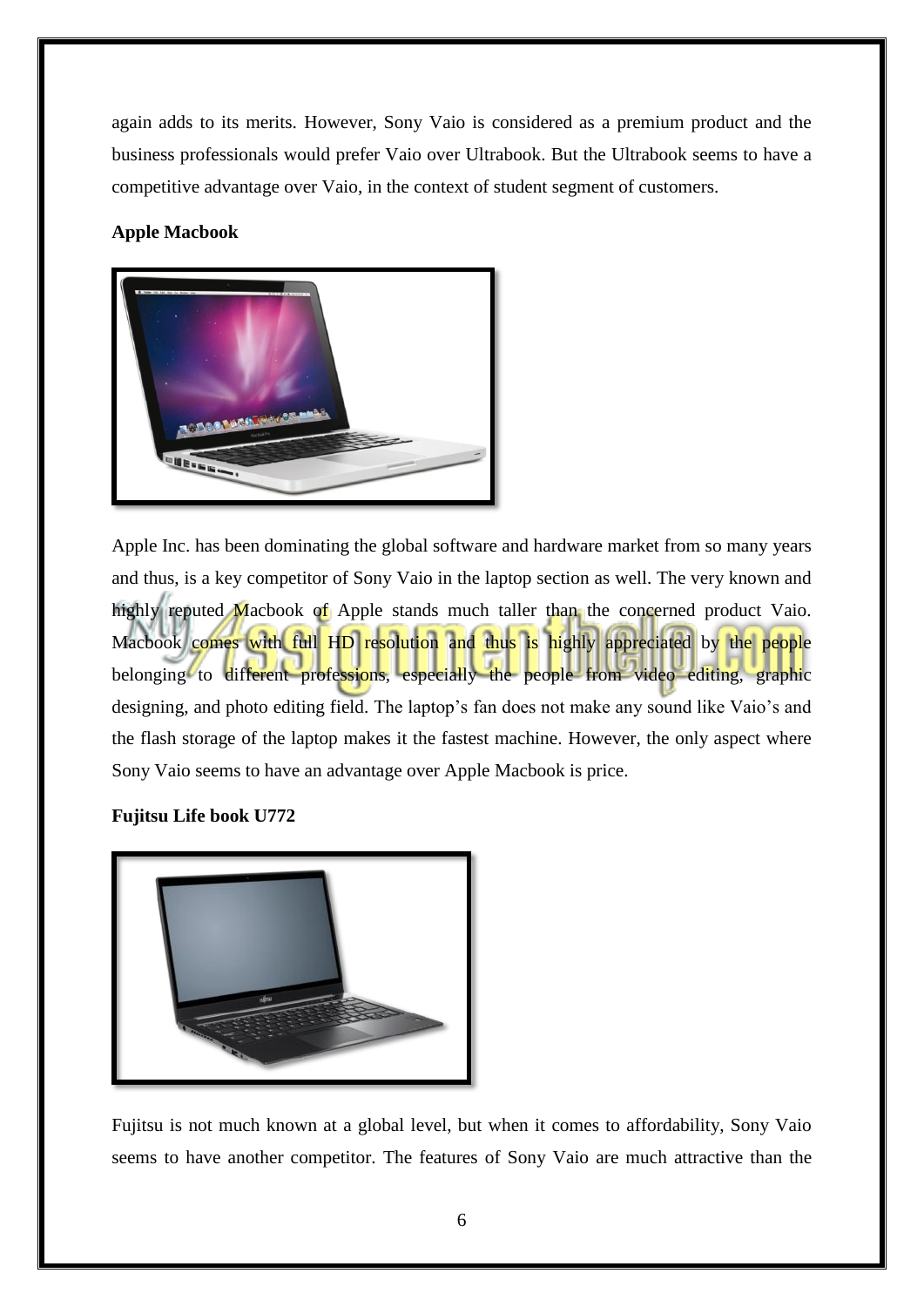again adds to its merits. However, Sony Vaio is considered as a premium product and the business professionals would prefer Vaio over Ultrabook. But the Ultrabook seems to have a competitive advantage over Vaio, in the context of student segment of customers.

**Apple Macbook**

Apple Inc. has been dominating the global software and hardware market from so many years and thus, is a key competitor of Sony Vaio in the laptop section as well. The very known and highly reputed Macbook of Apple stands much taller than the concerned product Vaio. Macbook comes with full HD resolution and thus is highly appreciated by the people belonging to different professions, especially the people from video editing, graphic designing, and photo editing field. The laptop's fan does not make any sound like Vaio's and the flash storage of the laptop makes it the fastest machine. However, the only aspect where Sony Vaio seems to have an advantage over Apple Macbook is price.

**Fujitsu Life book U772**

Fujitsu is not much known at a global level, but when it comes to affordability, Sony Vaio seems to have another competitor. The features of Sony Vaio are much attractive than the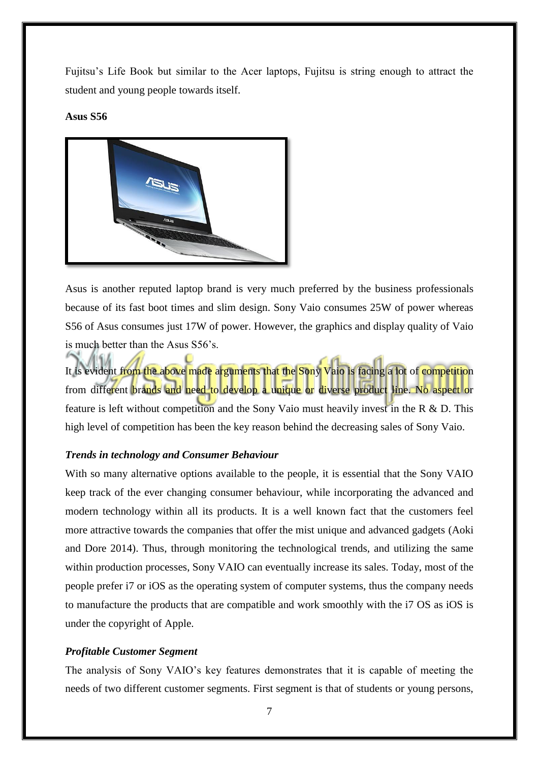Fujitsu's Life Book but similar to the Acer laptops, Fujitsu is string enough to attract the student and young people towards itself.

**Asus S56**

Asus is another reputed laptop brand is very much preferred by the business professionals because of its fast boot times and slim design. Sony Vaio consumes 25W of power whereas S56 of Asus consumes just 17W of power. However, the graphics and display quality of Vaio is much better than the Asus S56's.

It is evident from the above made arguments that the Sony Vaio is facing a lot of competition from different brands and need to develop a unique or diverse product line. No aspect or feature is left without competition and the Sony Vaio must heavily invest in the R & D. This high level of competition has been the key reason behind the decreasing sales of Sony Vaio.

***Trends in technology and Consumer Behaviour***

With so many alternative options available to the people, it is essential that the Sony VAIO keep track of the ever changing consumer behaviour, while incorporating the advanced and modern technology within all its products. It is a well known fact that the customers feel more attractive towards the companies that offer the mist unique and advanced gadgets (Aoki and Dore 2014). Thus, through monitoring the technological trends, and utilizing the same within production processes, Sony VAIO can eventually increase its sales. Today, most of the people prefer i7 or iOS as the operating system of computer systems, thus the company needs to manufacture the products that are compatible and work smoothly with the i7 OS as iOS is under the copyright of Apple.

***Profitable Customer Segment***

The analysis of Sony VAIO's key features demonstrates that it is capable of meeting the needs of two different customer segments. First segment is that of students or young persons,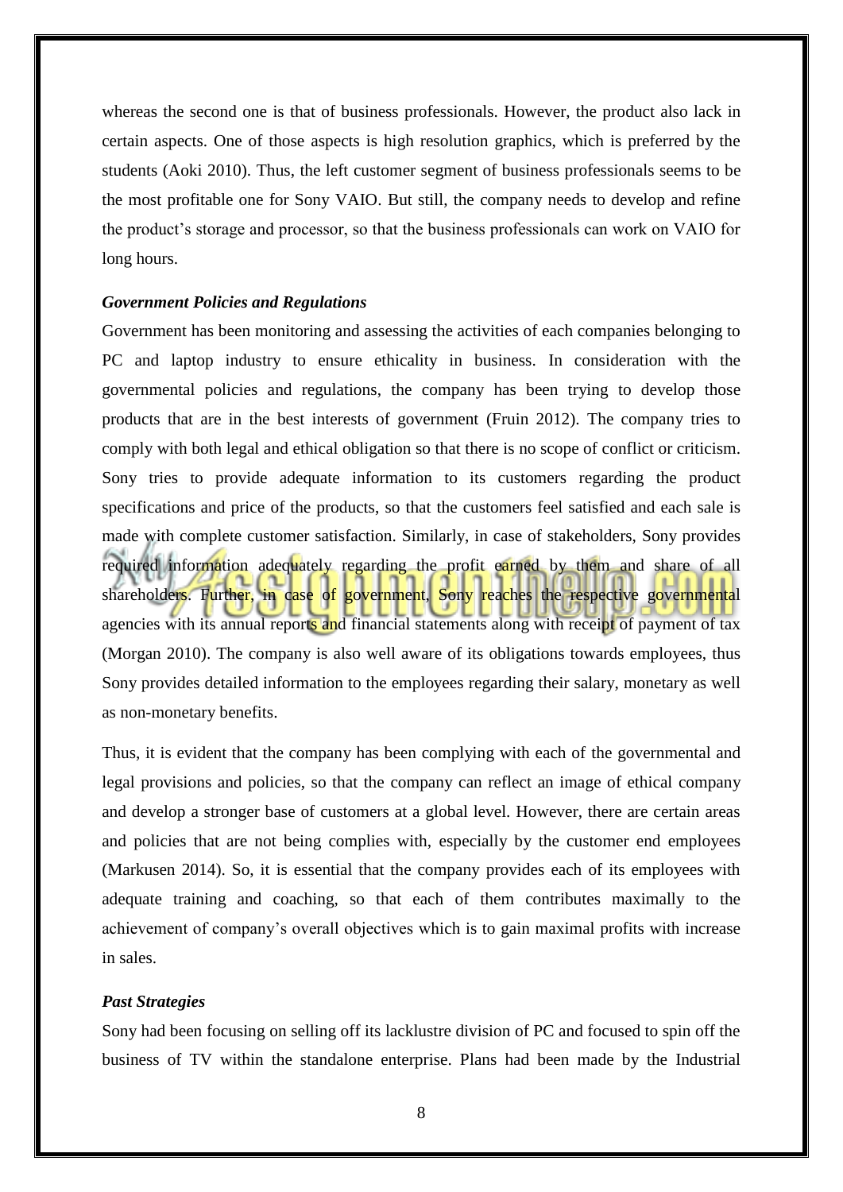whereas the second one is that of business professionals. However, the product also lack in certain aspects. One of those aspects is high resolution graphics, which is preferred by the students (Aoki 2010). Thus, the left customer segment of business professionals seems to be the most profitable one for Sony VAIO. But still, the company needs to develop and refine the product's storage and processor, so that the business professionals can work on VAIO for long hours.

***Government Policies and Regulations***

Government has been monitoring and assessing the activities of each companies belonging to PC and laptop industry to ensure ethicality in business. In consideration with the governmental policies and regulations, the company has been trying to develop those products that are in the best interests of government (Fruin 2012). The company tries to comply with both legal and ethical obligation so that there is no scope of conflict or criticism. Sony tries to provide adequate information to its customers regarding the product specifications and price of the products, so that the customers feel satisfied and each sale is made with complete customer satisfaction. Similarly, in case of stakeholders, Sony provides required information adequately regarding the profit earned by them and share of all shareholders. Further, in case of government, Sony reaches the respective governmental agencies with its annual reports and financial statements along with receipt of payment of tax (Morgan 2010). The company is also well aware of its obligations towards employees, thus Sony provides detailed information to the employees regarding their salary, monetary as well as non-monetary benefits.

Thus, it is evident that the company has been complying with each of the governmental and legal provisions and policies, so that the company can reflect an image of ethical company and develop a stronger base of customers at a global level. However, there are certain areas and policies that are not being complies with, especially by the customer end employees (Markusen 2014). So, it is essential that the company provides each of its employees with adequate training and coaching, so that each of them contributes maximally to the achievement of company's overall objectives which is to gain maximal profits with increase in sales.

***Past Strategies***

Sony had been focusing on selling off its lacklustre division of PC and focused to spin off the business of TV within the standalone enterprise. Plans had been made by the Industrial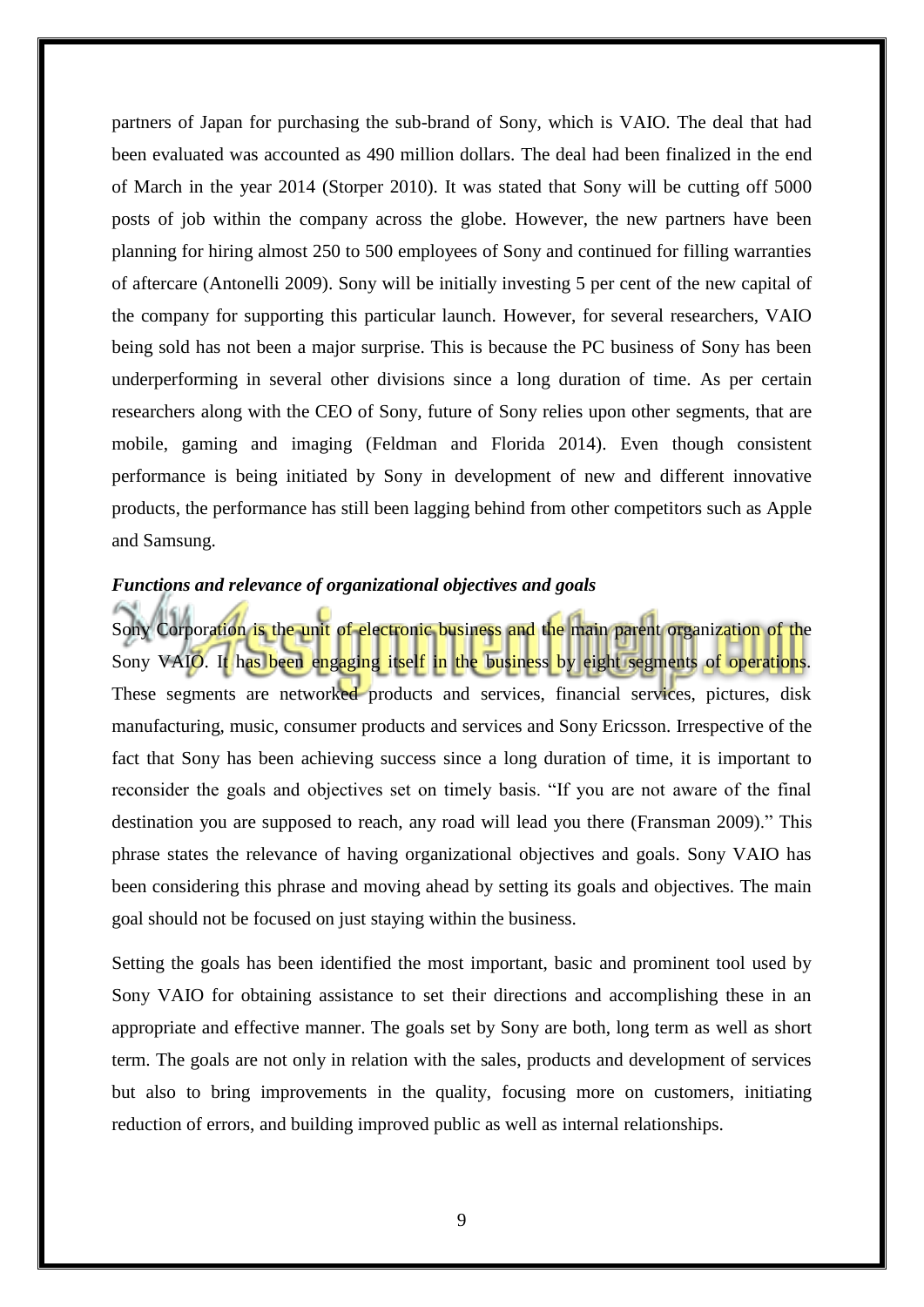partners of Japan for purchasing the sub-brand of Sony, which is VAIO. The deal that had been evaluated was accounted as 490 million dollars. The deal had been finalized in the end of March in the year 2014 (Storper 2010). It was stated that Sony will be cutting off 5000 posts of job within the company across the globe. However, the new partners have been planning for hiring almost 250 to 500 employees of Sony and continued for filling warranties of aftercare (Antonelli 2009). Sony will be initially investing 5 per cent of the new capital of the company for supporting this particular launch. However, for several researchers, VAIO being sold has not been a major surprise. This is because the PC business of Sony has been underperforming in several other divisions since a long duration of time. As per certain researchers along with the CEO of Sony, future of Sony relies upon other segments, that are mobile, gaming and imaging (Feldman and Florida 2014). Even though consistent performance is being initiated by Sony in development of new and different innovative products, the performance has still been lagging behind from other competitors such as Apple and Samsung.

***Functions and relevance of organizational objectives and goals***

Sony Corporation is the unit of electronic business and the main parent organization of the Sony VAIO. It has been engaging itself in the business by eight segments of operations. These segments are networked products and services, financial services, pictures, disk manufacturing, music, consumer products and services and Sony Ericsson. Irrespective of the fact that Sony has been achieving success since a long duration of time, it is important to reconsider the goals and objectives set on timely basis. "If you are not aware of the final destination you are supposed to reach, any road will lead you there (Fransman 2009)." This phrase states the relevance of having organizational objectives and goals. Sony VAIO has been considering this phrase and moving ahead by setting its goals and objectives. The main goal should not be focused on just staying within the business.

Setting the goals has been identified the most important, basic and prominent tool used by Sony VAIO for obtaining assistance to set their directions and accomplishing these in an appropriate and effective manner. The goals set by Sony are both, long term as well as short term. The goals are not only in relation with the sales, products and development of services but also to bring improvements in the quality, focusing more on customers, initiating reduction of errors, and building improved public as well as internal relationships.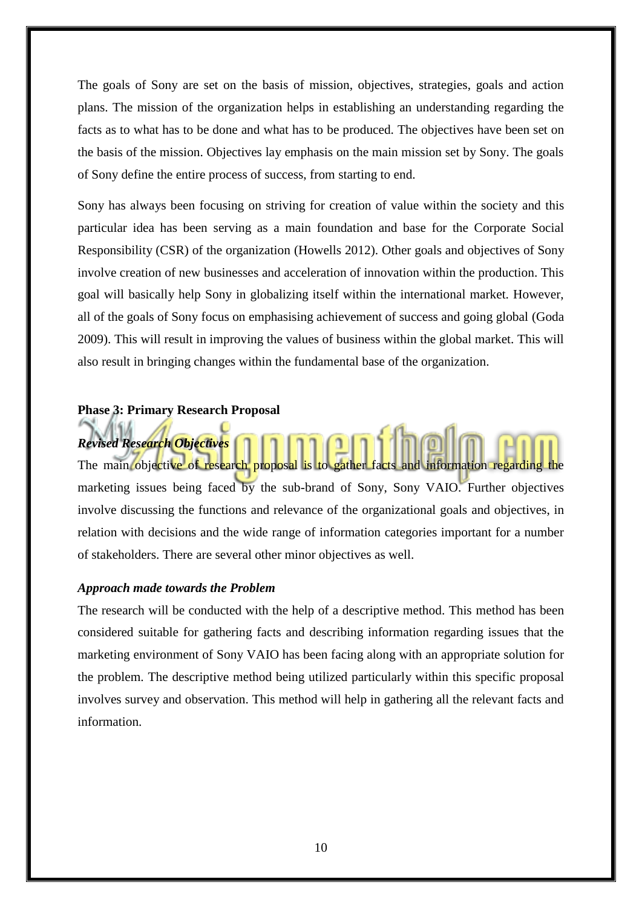The goals of Sony are set on the basis of mission, objectives, strategies, goals and action plans. The mission of the organization helps in establishing an understanding regarding the facts as to what has to be done and what has to be produced. The objectives have been set on the basis of the mission. Objectives lay emphasis on the main mission set by Sony. The goals of Sony define the entire process of success, from starting to end.

Sony has always been focusing on striving for creation of value within the society and this particular idea has been serving as a main foundation and base for the Corporate Social Responsibility (CSR) of the organization (Howells 2012). Other goals and objectives of Sony involve creation of new businesses and acceleration of innovation within the production. This goal will basically help Sony in globalizing itself within the international market. However, all of the goals of Sony focus on emphasising achievement of success and going global (Goda 2009). This will result in improving the values of business within the global market. This will also result in bringing changes within the fundamental base of the organization.

**Phase 3: Primary Research Proposal**

***Revised Research Objectives***

The main objective of research proposal is to gather facts and information regarding the marketing issues being faced by the sub-brand of Sony, Sony VAIO. Further objectives involve discussing the functions and relevance of the organizational goals and objectives, in relation with decisions and the wide range of information categories important for a number of stakeholders. There are several other minor objectives as well.

***Approach made towards the Problem***

The research will be conducted with the help of a descriptive method. This method has been considered suitable for gathering facts and describing information regarding issues that the marketing environment of Sony VAIO has been facing along with an appropriate solution for the problem. The descriptive method being utilized particularly within this specific proposal involves survey and observation. This method will help in gathering all the relevant facts and information.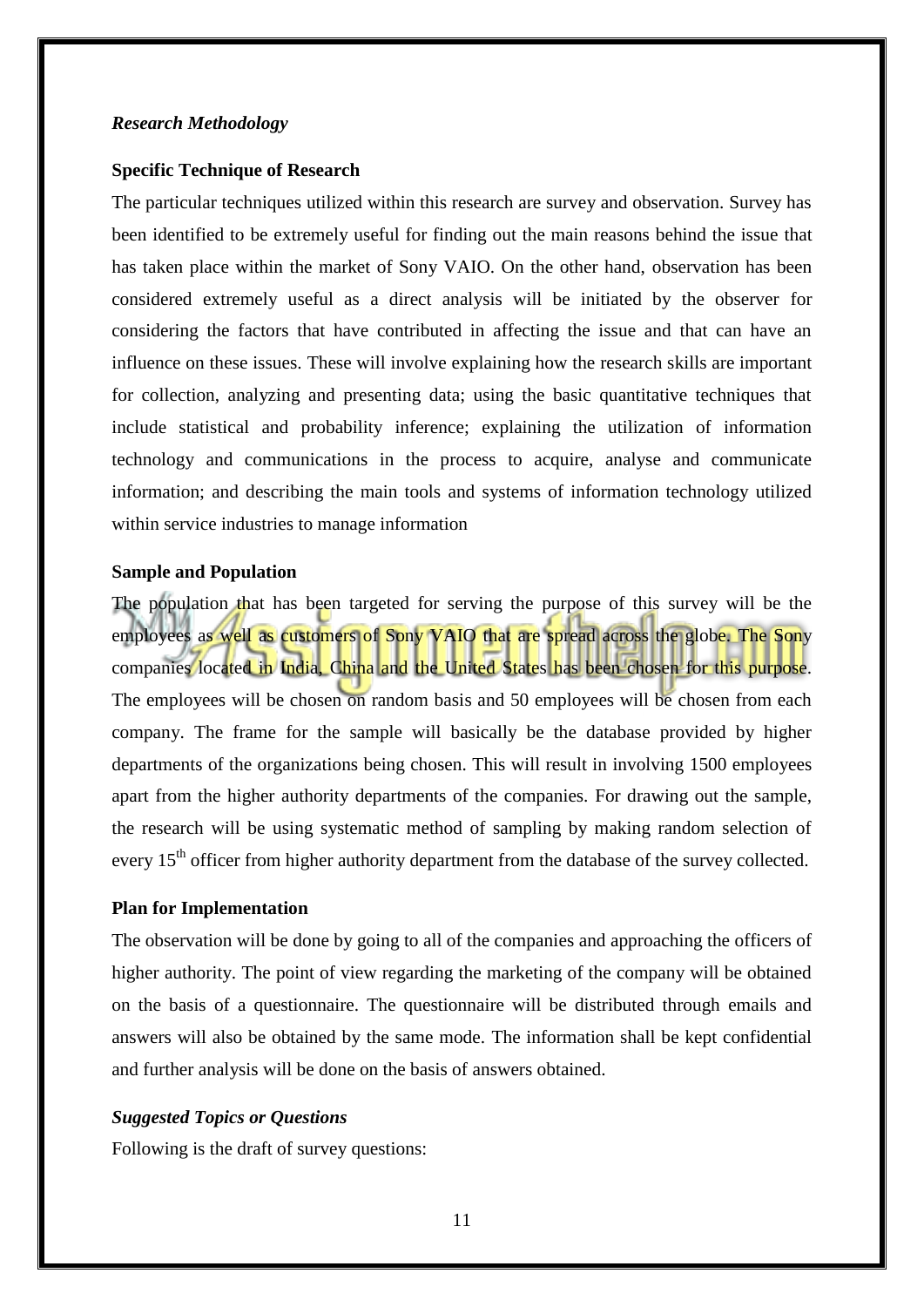*Research Methodology*

**Specific Technique of Research**

The particular techniques utilized within this research are survey and observation. Survey has been identified to be extremely useful for finding out the main reasons behind the issue that has taken place within the market of Sony VAIO. On the other hand, observation has been considered extremely useful as a direct analysis will be initiated by the observer for considering the factors that have contributed in affecting the issue and that can have an influence on these issues. These will involve explaining how the research skills are important for collection, analyzing and presenting data; using the basic quantitative techniques that include statistical and probability inference; explaining the utilization of information technology and communications in the process to acquire, analyse and communicate information; and describing the main tools and systems of information technology utilized within service industries to manage information

**Sample and Population**

The population that has been targeted for serving the purpose of this survey will be the employees as well as customers of Sony VAIO that are spread across the globe. The Sony companies located in India, China and the United States has been chosen for this purpose. The employees will be chosen on random basis and 50 employees will be chosen from each company. The frame for the sample will basically be the database provided by higher departments of the organizations being chosen. This will result in involving 1500 employees apart from the higher authority departments of the companies. For drawing out the sample, the research will be using systematic method of sampling by making random selection of every 15th officer from higher authority department from the database of the survey collected.

**Plan for Implementation**

The observation will be done by going to all of the companies and approaching the officers of higher authority. The point of view regarding the marketing of the company will be obtained on the basis of a questionnaire. The questionnaire will be distributed through emails and answers will also be obtained by the same mode. The information shall be kept confidential and further analysis will be done on the basis of answers obtained.

***Suggested Topics or Questions***

Following is the draft of survey questions: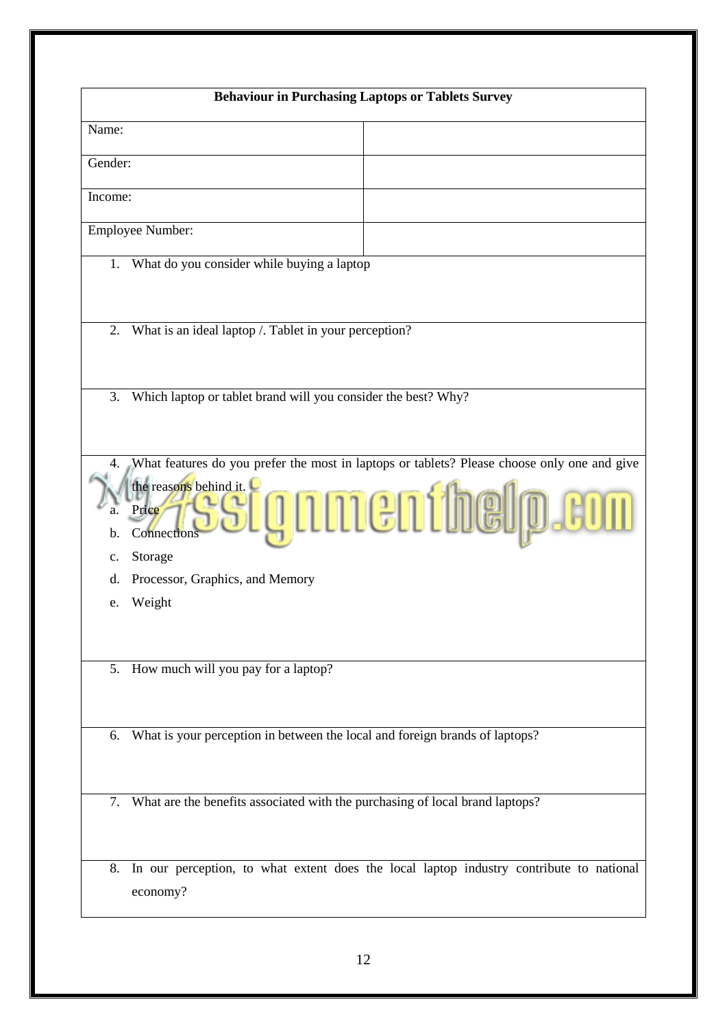| Behaviour in Purchasing Laptops or Tablets Survey | |
|---|---|
| Name: | |
| Gender: | |
| Income: | |
| Employee Number: | |
| 1. What do you consider while buying a laptop | |
| 2. What is an ideal laptop /. Tablet in your perception? | |
| 3. Which laptop or tablet brand will you consider the best? Why? | |
| 4. What features do you prefer the most in laptops or tablets? Please choose only one and give the reasons behind it.<br>a. Price<br>b. Connections<br>c. Storage<br>d. Processor, Graphics, and Memory<br>e. Weight | |
| 5. How much will you pay for a laptop? | |
| 6. What is your perception in between the local and foreign brands of laptops? | |
| 7. What are the benefits associated with the purchasing of local brand laptops? | |
| 8. In our perception, to what extent does the local laptop industry contribute to national economy? | |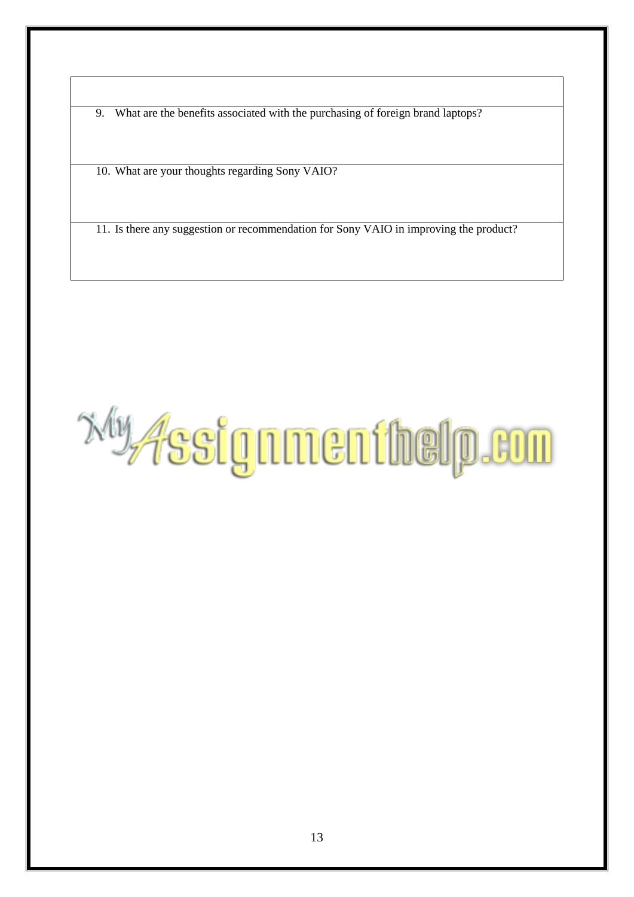|  |
|---|
| 9. What are the benefits associated with the purchasing of foreign brand laptops? |
| 10. What are your thoughts regarding Sony VAIO? |
| 11. Is there any suggestion or recommendation for Sony VAIO in improving the product? |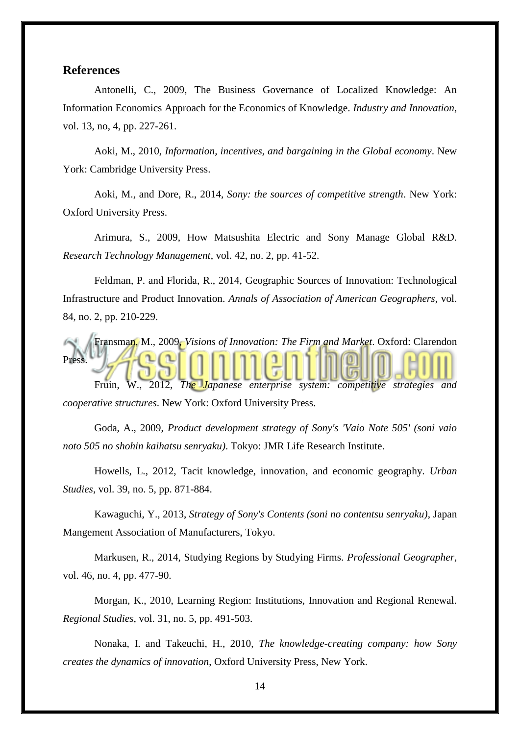## References

Antonelli, C., 2009, The Business Governance of Localized Knowledge: An Information Economics Approach for the Economics of Knowledge. *Industry and Innovation*, vol. 13, no, 4, pp. 227-261.

Aoki, M., 2010, *Information, incentives, and bargaining in the Global economy*. New York: Cambridge University Press.

Aoki, M., and Dore, R., 2014, *Sony: the sources of competitive strength*. New York: Oxford University Press.

Arimura, S., 2009, How Matsushita Electric and Sony Manage Global R&D. *Research Technology Management*, vol. 42, no. 2, pp. 41-52.

Feldman, P. and Florida, R., 2014, Geographic Sources of Innovation: Technological Infrastructure and Product Innovation. *Annals of Association of American Geographers*, vol. 84, no. 2, pp. 210-229.

Fransman, M., 2009, *Visions of Innovation: The Firm and Market*. Oxford: Clarendon Press.

Fruin, W., 2012, *The Japanese enterprise system: competitive strategies and cooperative structures*. New York: Oxford University Press.

Goda, A., 2009, *Product development strategy of Sony's 'Vaio Note 505' (soni vaio noto 505 no shohin kaihatsu senryaku)*. Tokyo: JMR Life Research Institute.

Howells, L., 2012, Tacit knowledge, innovation, and economic geography. *Urban Studies*, vol. 39, no. 5, pp. 871-884.

Kawaguchi, Y., 2013, *Strategy of Sony's Contents (soni no contentsu senryaku)*, Japan Mangement Association of Manufacturers, Tokyo.

Markusen, R., 2014, Studying Regions by Studying Firms. *Professional Geographer*, vol. 46, no. 4, pp. 477-90.

Morgan, K., 2010, Learning Region: Institutions, Innovation and Regional Renewal. *Regional Studies*, vol. 31, no. 5, pp. 491-503.

Nonaka, I. and Takeuchi, H., 2010, *The knowledge-creating company: how Sony creates the dynamics of innovation*, Oxford University Press, New York.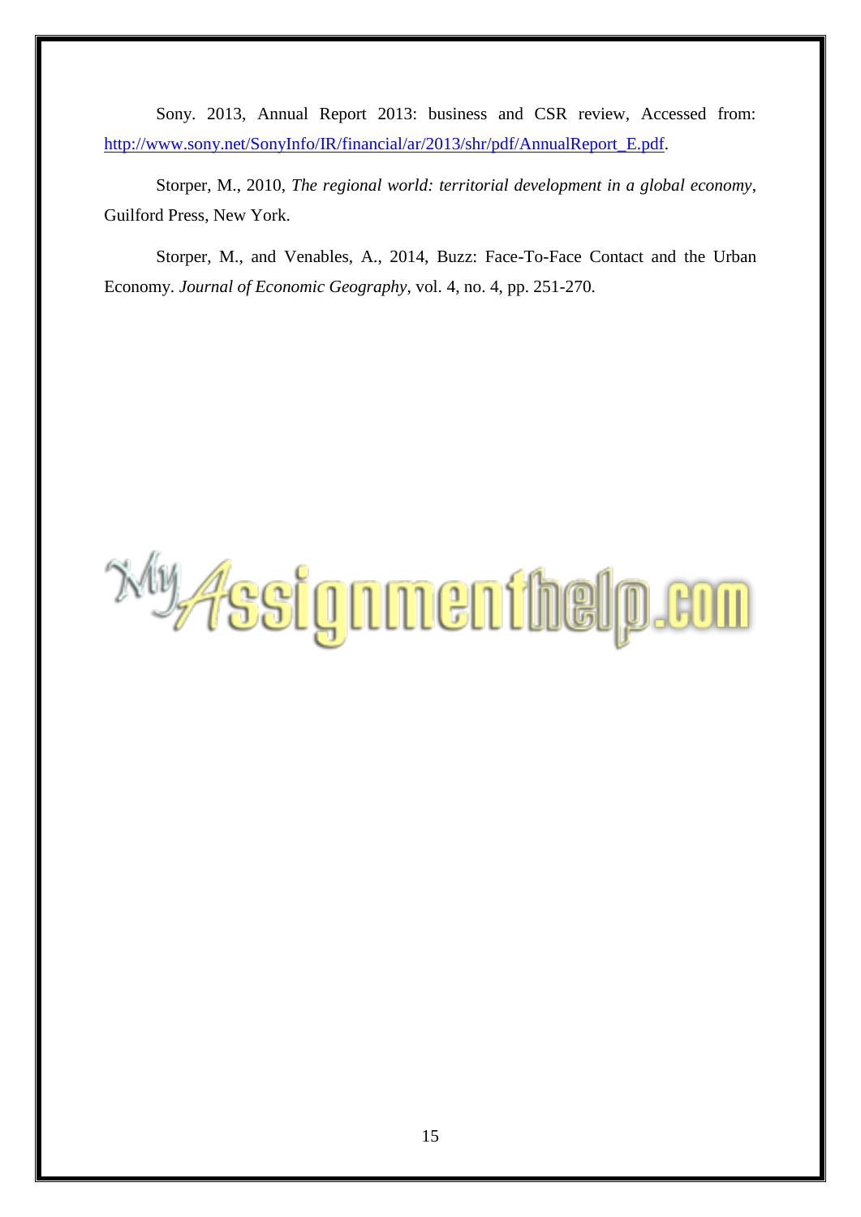Sony. 2013, Annual Report 2013: business and CSR review, Accessed from: http://www.sony.net/SonyInfo/IR/financial/ar/2013/shr/pdf/AnnualReport_E.pdf.

Storper, M., 2010, *The regional world: territorial development in a global economy*, Guilford Press, New York.

Storper, M., and Venables, A., 2014, Buzz: Face-To-Face Contact and the Urban Economy. *Journal of Economic Geography*, vol. 4, no. 4, pp. 251-270.